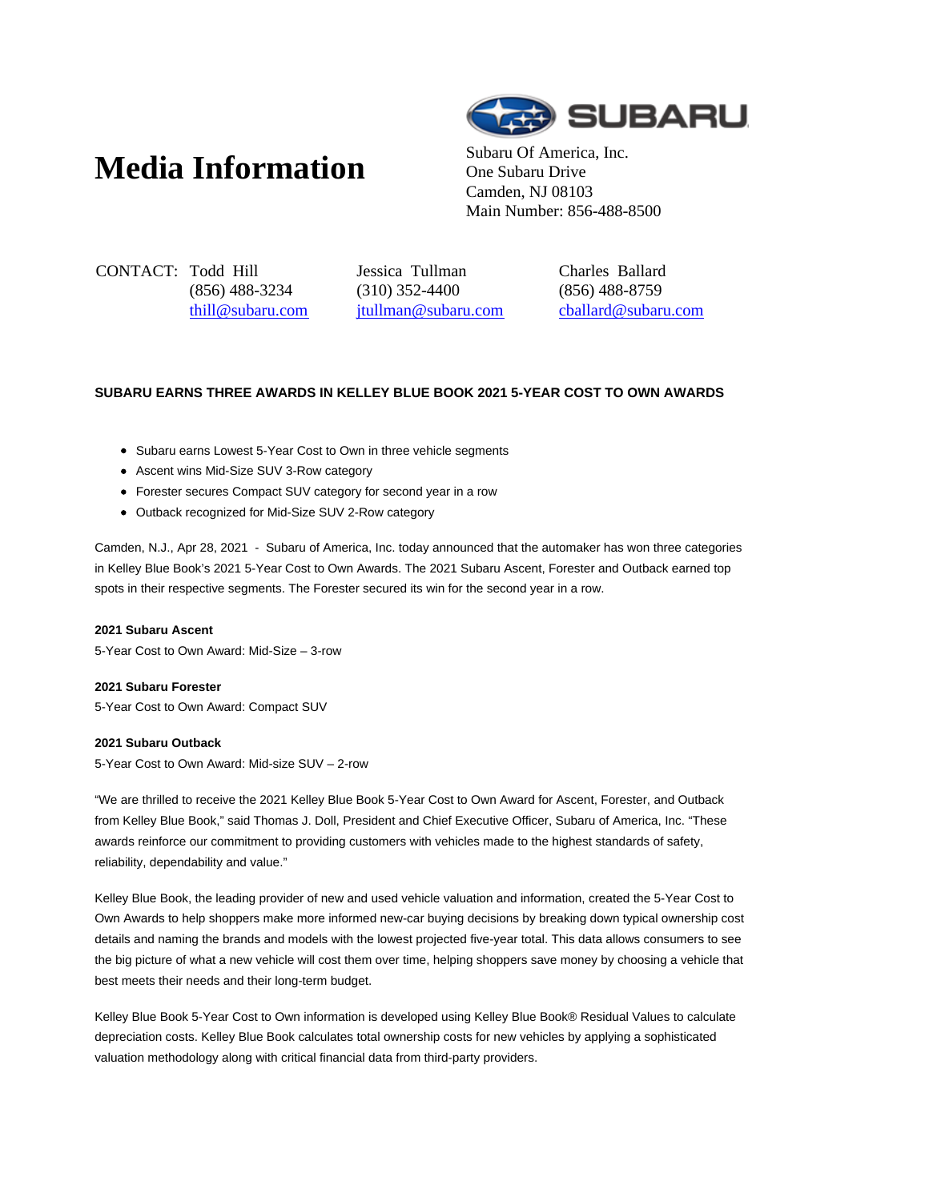# Media Information

Subaru Of America, Inc.
One Subaru Drive
Camden, NJ 08103
Main Number: 856-488-8500

CONTACT: Todd Hill
(856) 488-3234
thill@subaru.com

Jessica Tullman
(310) 352-4400
jtullman@subaru.com

Charles Ballard
(856) 488-8759
cballard@subaru.com

**SUBARU EARNS THREE AWARDS IN KELLEY BLUE BOOK 2021 5-YEAR COST TO OWN AWARDS**

- Subaru earns Lowest 5-Year Cost to Own in three vehicle segments
- Ascent wins Mid-Size SUV 3-Row category
- Forester secures Compact SUV category for second year in a row
- Outback recognized for Mid-Size SUV 2-Row category

Camden, N.J., Apr 28, 2021 - Subaru of America, Inc. today announced that the automaker has won three categories in Kelley Blue Book's 2021 5-Year Cost to Own Awards. The 2021 Subaru Ascent, Forester and Outback earned top spots in their respective segments. The Forester secured its win for the second year in a row.

**2021 Subaru Ascent**
5-Year Cost to Own Award: Mid-Size – 3-row

**2021 Subaru Forester**
5-Year Cost to Own Award: Compact SUV

**2021 Subaru Outback**
5-Year Cost to Own Award: Mid-size SUV – 2-row

"We are thrilled to receive the 2021 Kelley Blue Book 5-Year Cost to Own Award for Ascent, Forester, and Outback from Kelley Blue Book," said Thomas J. Doll, President and Chief Executive Officer, Subaru of America, Inc. "These awards reinforce our commitment to providing customers with vehicles made to the highest standards of safety, reliability, dependability and value."

Kelley Blue Book, the leading provider of new and used vehicle valuation and information, created the 5-Year Cost to Own Awards to help shoppers make more informed new-car buying decisions by breaking down typical ownership cost details and naming the brands and models with the lowest projected five-year total. This data allows consumers to see the big picture of what a new vehicle will cost them over time, helping shoppers save money by choosing a vehicle that best meets their needs and their long-term budget.

Kelley Blue Book 5-Year Cost to Own information is developed using Kelley Blue Book® Residual Values to calculate depreciation costs. Kelley Blue Book calculates total ownership costs for new vehicles by applying a sophisticated valuation methodology along with critical financial data from third-party providers.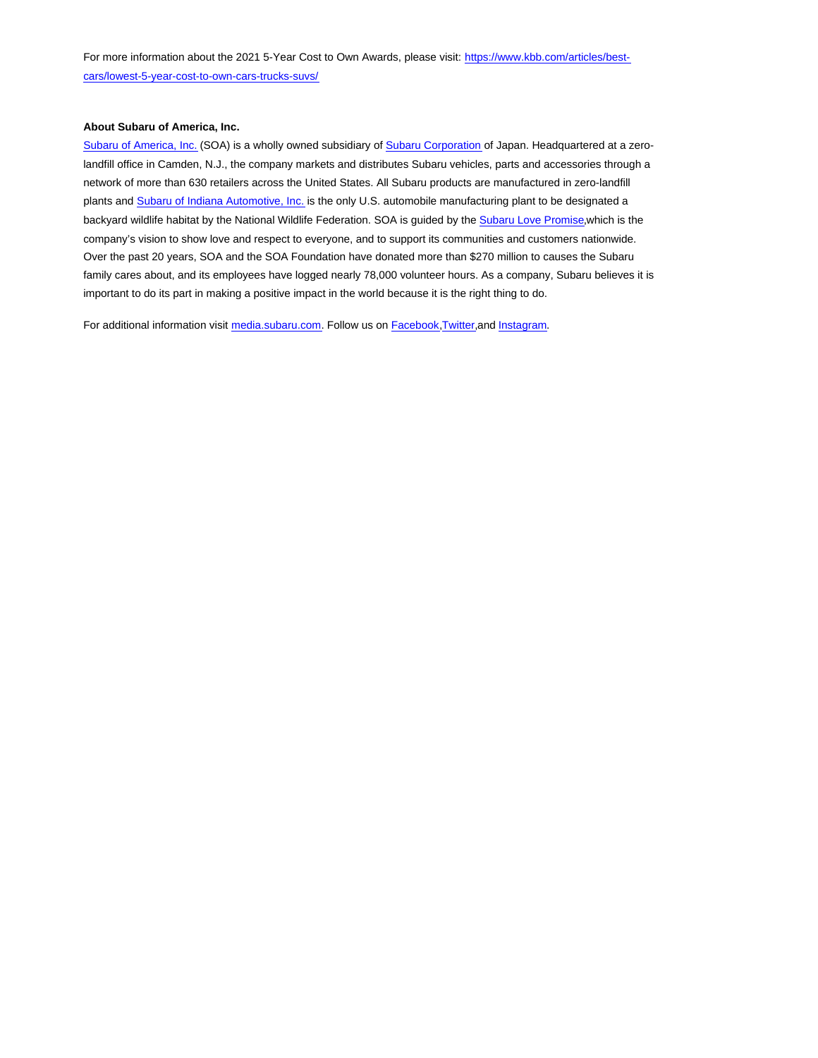For more information about the 2021 5-Year Cost to Own Awards, please visit: https://www.kbb.com/articles/best-cars/lowest-5-year-cost-to-own-cars-trucks-suvs/

**About Subaru of America, Inc.**

Subaru of America, Inc. (SOA) is a wholly owned subsidiary of Subaru Corporation of Japan. Headquartered at a zero-landfill office in Camden, N.J., the company markets and distributes Subaru vehicles, parts and accessories through a network of more than 630 retailers across the United States. All Subaru products are manufactured in zero-landfill plants and Subaru of Indiana Automotive, Inc. is the only U.S. automobile manufacturing plant to be designated a backyard wildlife habitat by the National Wildlife Federation. SOA is guided by the Subaru Love Promise,which is the company's vision to show love and respect to everyone, and to support its communities and customers nationwide. Over the past 20 years, SOA and the SOA Foundation have donated more than $270 million to causes the Subaru family cares about, and its employees have logged nearly 78,000 volunteer hours. As a company, Subaru believes it is important to do its part in making a positive impact in the world because it is the right thing to do.

For additional information visit media.subaru.com. Follow us on Facebook,Twitter,and Instagram.